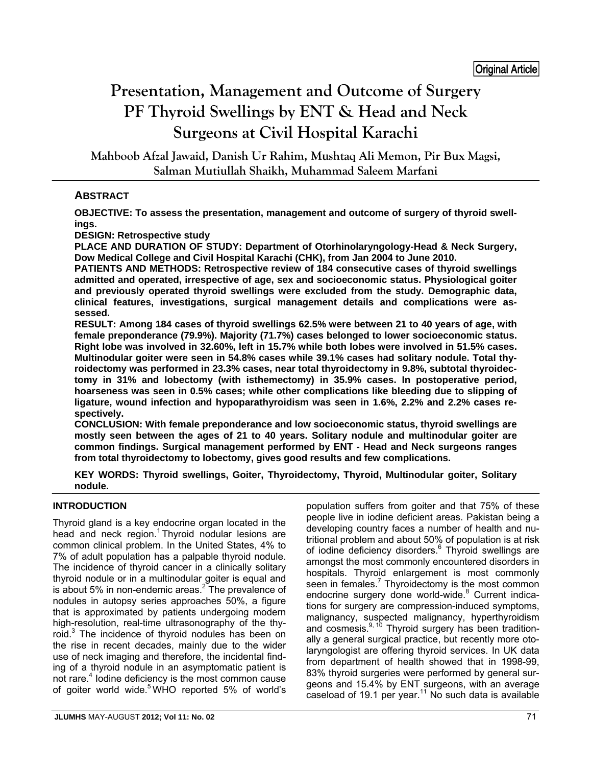Original Article

# Presentation, Management and Outcome of Surgery PF Thyroid Swellings by ENT & Head and Neck Surgeons at Civil Hospital Karachi

**Mahboob Afzal Jawaid, Danish Ur Rahim, Mushtaq Ali Memon, Pir Bux Magsi, Salman Mutiullah Shaikh, Muhammad Saleem Marfani**

## ABSTRACT

**OBJECTIVE: To assess the presentation, management and outcome of surgery of thyroid swellings.**

**DESIGN: Retrospective study**

**PLACE AND DURATION OF STUDY: Department of Otorhinolaryngology-Head & Neck Surgery, Dow Medical College and Civil Hospital Karachi (CHK), from Jan 2004 to June 2010.**

**PATIENTS AND METHODS: Retrospective review of 184 consecutive cases of thyroid swellings admitted and operated, irrespective of age, sex and socioeconomic status. Physiological goiter and previously operated thyroid swellings were excluded from the study. Demographic data, clinical features, investigations, surgical management details and complications were assessed.**

**RESULT: Among 184 cases of thyroid swellings 62.5% were between 21 to 40 years of age, with female preponderance (79.9%). Majority (71.7%) cases belonged to lower socioeconomic status. Right lobe was involved in 32.60%, left in 15.7% while both lobes were involved in 51.5% cases. Multinodular goiter were seen in 54.8% cases while 39.1% cases had solitary nodule. Total thyroidectomy was performed in 23.3% cases, near total thyroidectomy in 9.8%, subtotal thyroidectomy in 31% and lobectomy (with isthemectomy) in 35.9% cases. In postoperative period, hoarseness was seen in 0.5% cases; while other complications like bleeding due to slipping of ligature, wound infection and hypoparathyroidism was seen in 1.6%, 2.2% and 2.2% cases respectively.**

**CONCLUSION: With female preponderance and low socioeconomic status, thyroid swellings are mostly seen between the ages of 21 to 40 years. Solitary nodule and multinodular goiter are common findings. Surgical management performed by ENT - Head and Neck surgeons ranges from total thyroidectomy to lobectomy, gives good results and few complications.**

**KEY WORDS: Thyroid swellings, Goiter, Thyroidectomy, Thyroid, Multinodular goiter, Solitary nodule.**

## INTRODUCTION

Thyroid gland is a key endocrine organ located in the head and neck region.[1] Thyroid nodular lesions are common clinical problem. In the United States, 4% to 7% of adult population has a palpable thyroid nodule. The incidence of thyroid cancer in a clinically solitary thyroid nodule or in a multinodular goiter is equal and is about 5% in non-endemic areas.[2] The prevalence of nodules in autopsy series approaches 50%, a figure that is approximated by patients undergoing modern high-resolution, real-time ultrasonography of the thyroid.[3] The incidence of thyroid nodules has been on the rise in recent decades, mainly due to the wider use of neck imaging and therefore, the incidental finding of a thyroid nodule in an asymptomatic patient is not rare.[4] Iodine deficiency is the most common cause of goiter world wide.[5] WHO reported 5% of world's population suffers from goiter and that 75% of these people live in iodine deficient areas. Pakistan being a developing country faces a number of health and nutritional problem and about 50% of population is at risk of iodine deficiency disorders.[6] Thyroid swellings are amongst the most commonly encountered disorders in hospitals. Thyroid enlargement is most commonly seen in females.[7] Thyroidectomy is the most common endocrine surgery done world-wide.[8] Current indications for surgery are compression-induced symptoms, malignancy, suspected malignancy, hyperthyroidism and cosmesis.[9, 10] Thyroid surgery has been traditionally a general surgical practice, but recently more otolaryngologist are offering thyroid services. In UK data from department of health showed that in 1998-99, 83% thyroid surgeries were performed by general surgeons and 15.4% by ENT surgeons, with an average caseload of 19.1 per year.[11] No such data is available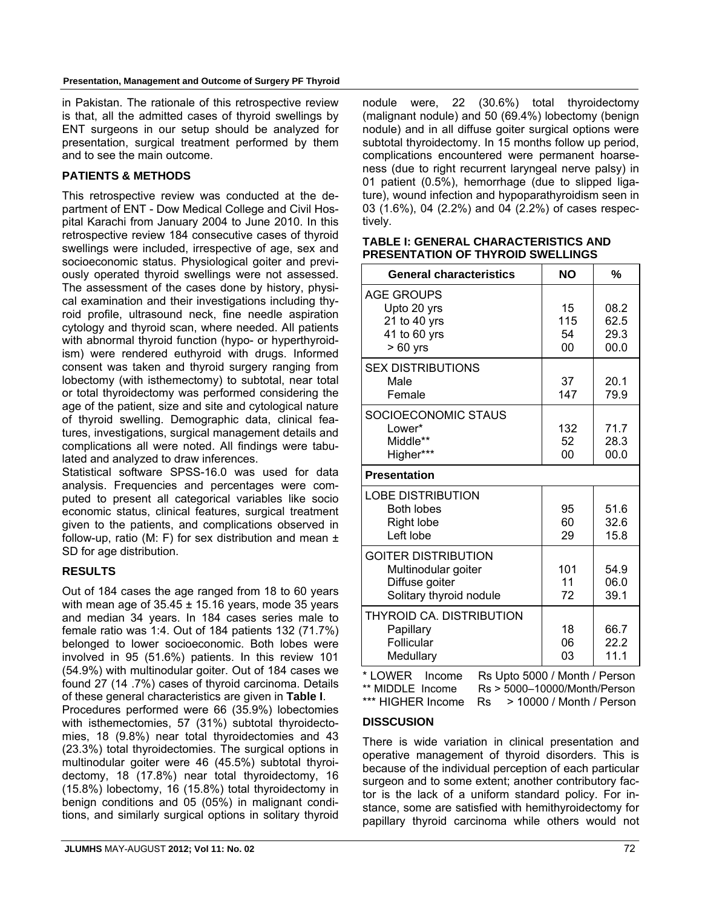in Pakistan. The rationale of this retrospective review is that, all the admitted cases of thyroid swellings by ENT surgeons in our setup should be analyzed for presentation, surgical treatment performed by them and to see the main outcome.

## PATIENTS & METHODS

This retrospective review was conducted at the department of ENT - Dow Medical College and Civil Hospital Karachi from January 2004 to June 2010. In this retrospective review 184 consecutive cases of thyroid swellings were included, irrespective of age, sex and socioeconomic status. Physiological goiter and previously operated thyroid swellings were not assessed. The assessment of the cases done by history, physical examination and their investigations including thyroid profile, ultrasound neck, fine needle aspiration cytology and thyroid scan, where needed. All patients with abnormal thyroid function (hypo- or hyperthyroidism) were rendered euthyroid with drugs. Informed consent was taken and thyroid surgery ranging from lobectomy (with isthemectomy) to subtotal, near total or total thyroidectomy was performed considering the age of the patient, size and site and cytological nature of thyroid swelling. Demographic data, clinical features, investigations, surgical management details and complications all were noted. All findings were tabulated and analyzed to draw inferences.

Statistical software SPSS-16.0 was used for data analysis. Frequencies and percentages were computed to present all categorical variables like socio economic status, clinical features, surgical treatment given to the patients, and complications observed in follow-up, ratio (M: F) for sex distribution and mean ± SD for age distribution.

## RESULTS

Out of 184 cases the age ranged from 18 to 60 years with mean age of 35.45 ± 15.16 years, mode 35 years and median 34 years. In 184 cases series male to female ratio was 1:4. Out of 184 patients 132 (71.7%) belonged to lower socioeconomic. Both lobes were involved in 95 (51.6%) patients. In this review 101 (54.9%) with multinodular goiter. Out of 184 cases we found 27 (14 .7%) cases of thyroid carcinoma. Details of these general characteristics are given in **Table I**.

Procedures performed were 66 (35.9%) lobectomies with isthemectomies, 57 (31%) subtotal thyroidectomies, 18 (9.8%) near total thyroidectomies and 43 (23.3%) total thyroidectomies. The surgical options in multinodular goiter were 46 (45.5%) subtotal thyroidectomy, 18 (17.8%) near total thyroidectomy, 16 (15.8%) lobectomy, 16 (15.8%) total thyroidectomy in benign conditions and 05 (05%) in malignant conditions, and similarly surgical options in solitary thyroid nodule were, 22 (30.6%) total thyroidectomy (malignant nodule) and 50 (69.4%) lobectomy (benign nodule) and in all diffuse goiter surgical options were subtotal thyroidectomy. In 15 months follow up period, complications encountered were permanent hoarseness (due to right recurrent laryngeal nerve palsy) in 01 patient (0.5%), hemorrhage (due to slipped ligature), wound infection and hypoparathyroidism seen in 03 (1.6%), 04 (2.2%) and 04 (2.2%) of cases respectively.

**TABLE I: GENERAL CHARACTERISTICS AND PRESENTATION OF THYROID SWELLINGS**

| General characteristics | NO | % |
|---|---|---|
| AGE GROUPS | | |
| Upto 20 yrs | 15 | 08.2 |
| 21 to 40 yrs | 115 | 62.5 |
| 41 to 60 yrs | 54 | 29.3 |
| > 60 yrs | 00 | 00.0 |
| SEX DISTRIBUTIONS | | |
| Male | 37 | 20.1 |
| Female | 147 | 79.9 |
| SOCIOECONOMIC STAUS | | |
| Lower* | 132 | 71.7 |
| Middle** | 52 | 28.3 |
| Higher*** | 00 | 00.0 |
| **Presentation** | | |
| LOBE DISTRIBUTION | | |
| Both lobes | 95 | 51.6 |
| Right lobe | 60 | 32.6 |
| Left lobe | 29 | 15.8 |
| GOITER DISTRIBUTION | | |
| Multinodular goiter | 101 | 54.9 |
| Diffuse goiter | 11 | 06.0 |
| Solitary thyroid nodule | 72 | 39.1 |
| THYROID CA. DISTRIBUTION | | |
| Papillary | 18 | 66.7 |
| Follicular | 06 | 22.2 |
| Medullary | 03 | 11.1 |

\* LOWER Income Rs Upto 5000 / Month / Person
** MIDDLE Income Rs > 5000–10000/Month/Person
*** HIGHER Income Rs > 10000 / Month / Person

## DISSCUSION

There is wide variation in clinical presentation and operative management of thyroid disorders. This is because of the individual perception of each particular surgeon and to some extent; another contributory factor is the lack of a uniform standard policy. For instance, some are satisfied with hemithyroidectomy for papillary thyroid carcinoma while others would not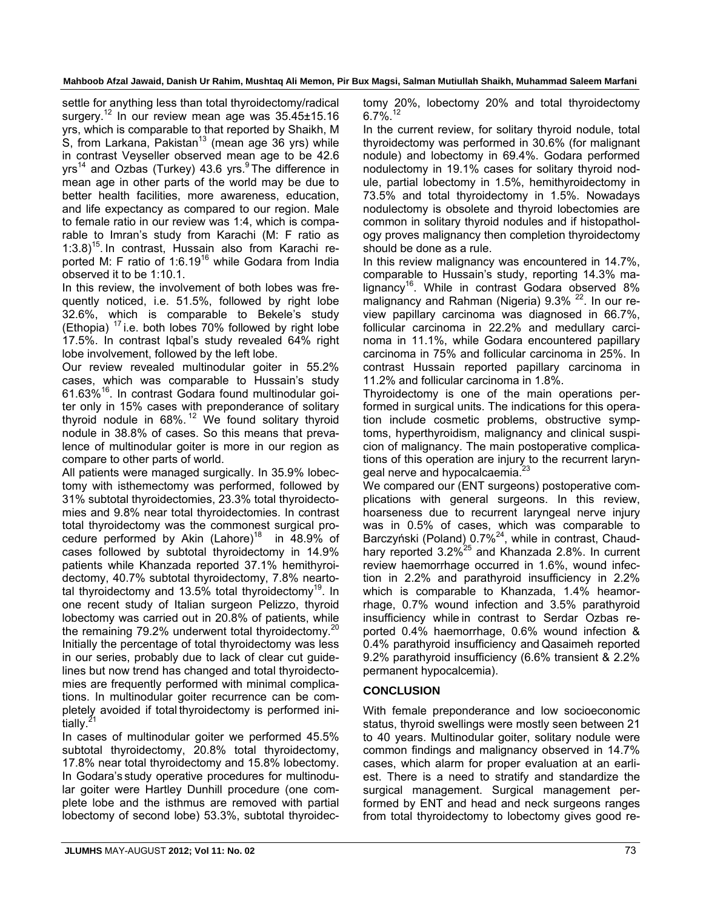settle for anything less than total thyroidectomy/radical surgery.[12] In our review mean age was 35.45±15.16 yrs, which is comparable to that reported by Shaikh, M S, from Larkana, Pakistan[13] (mean age 36 yrs) while in contrast Veyseller observed mean age to be 42.6 yrs[14] and Ozbas (Turkey) 43.6 yrs.[9] The difference in mean age in other parts of the world may be due to better health facilities, more awareness, education, and life expectancy as compared to our region. Male to female ratio in our review was 1:4, which is comparable to Imran's study from Karachi (M: F ratio as 1:3.8)[15]. In contrast, Hussain also from Karachi reported M: F ratio of 1:6.19[16] while Godara from India observed it to be 1:10.1.

In this review, the involvement of both lobes was frequently noticed, i.e. 51.5%, followed by right lobe 32.6%, which is comparable to Bekele's study (Ethopia) [17] i.e. both lobes 70% followed by right lobe 17.5%. In contrast Iqbal's study revealed 64% right lobe involvement, followed by the left lobe.

Our review revealed multinodular goiter in 55.2% cases, which was comparable to Hussain's study 61.63%[16]. In contrast Godara found multinodular goiter only in 15% cases with preponderance of solitary thyroid nodule in 68%.[12] We found solitary thyroid nodule in 38.8% of cases. So this means that prevalence of multinodular goiter is more in our region as compare to other parts of world.

All patients were managed surgically. In 35.9% lobectomy with isthemectomy was performed, followed by 31% subtotal thyroidectomies, 23.3% total thyroidectomies and 9.8% near total thyroidectomies. In contrast total thyroidectomy was the commonest surgical procedure performed by Akin (Lahore)[18] in 48.9% of cases followed by subtotal thyroidectomy in 14.9% patients while Khanzada reported 37.1% hemithyroidectomy, 40.7% subtotal thyroidectomy, 7.8% neartotal thyroidectomy and 13.5% total thyroidectomy[19]. In one recent study of Italian surgeon Pelizzo, thyroid lobectomy was carried out in 20.8% of patients, while the remaining 79.2% underwent total thyroidectomy.[20] Initially the percentage of total thyroidectomy was less in our series, probably due to lack of clear cut guidelines but now trend has changed and total thyroidectomies are frequently performed with minimal complications. In multinodular goiter recurrence can be completely avoided if total thyroidectomy is performed initially.[21]

In cases of multinodular goiter we performed 45.5% subtotal thyroidectomy, 20.8% total thyroidectomy, 17.8% near total thyroidectomy and 15.8% lobectomy. In Godara's study operative procedures for multinodular goiter were Hartley Dunhill procedure (one complete lobe and the isthmus are removed with partial lobectomy of second lobe) 53.3%, subtotal thyroidectomy 20%, lobectomy 20% and total thyroidectomy 6.7%.[12]

In the current review, for solitary thyroid nodule, total thyroidectomy was performed in 30.6% (for malignant nodule) and lobectomy in 69.4%. Godara performed nodulectomy in 19.1% cases for solitary thyroid nodule, partial lobectomy in 1.5%, hemithyroidectomy in 73.5% and total thyroidectomy in 1.5%. Nowadays nodulectomy is obsolete and thyroid lobectomies are common in solitary thyroid nodules and if histopathology proves malignancy then completion thyroidectomy should be done as a rule.

In this review malignancy was encountered in 14.7%, comparable to Hussain's study, reporting 14.3% malignancy[16]. While in contrast Godara observed 8% malignancy and Rahman (Nigeria) 9.3% [22]. In our review papillary carcinoma was diagnosed in 66.7%, follicular carcinoma in 22.2% and medullary carcinoma in 11.1%, while Godara encountered papillary carcinoma in 75% and follicular carcinoma in 25%. In contrast Hussain reported papillary carcinoma in 11.2% and follicular carcinoma in 1.8%.

Thyroidectomy is one of the main operations performed in surgical units. The indications for this operation include cosmetic problems, obstructive symptoms, hyperthyroidism, malignancy and clinical suspicion of malignancy. The main postoperative complications of this operation are injury to the recurrent laryngeal nerve and hypocalcaemia.[23]

We compared our (ENT surgeons) postoperative complications with general surgeons. In this review, hoarseness due to recurrent laryngeal nerve injury was in 0.5% of cases, which was comparable to Barczyński (Poland) 0.7%[24], while in contrast, Chaudhary reported 3.2%[25] and Khanzada 2.8%. In current review haemorrhage occurred in 1.6%, wound infection in 2.2% and parathyroid insufficiency in 2.2% which is comparable to Khanzada, 1.4% heamorrhage, 0.7% wound infection and 3.5% parathyroid insufficiency while in contrast to Serdar Ozbas reported 0.4% haemorrhage, 0.6% wound infection & 0.4% parathyroid insufficiency and Qasaimeh reported 9.2% parathyroid insufficiency (6.6% transient & 2.2% permanent hypocalcemia).

## CONCLUSION

With female preponderance and low socioeconomic status, thyroid swellings were mostly seen between 21 to 40 years. Multinodular goiter, solitary nodule were common findings and malignancy observed in 14.7% cases, which alarm for proper evaluation at an earliest. There is a need to stratify and standardize the surgical management. Surgical management performed by ENT and head and neck surgeons ranges from total thyroidectomy to lobectomy gives good re-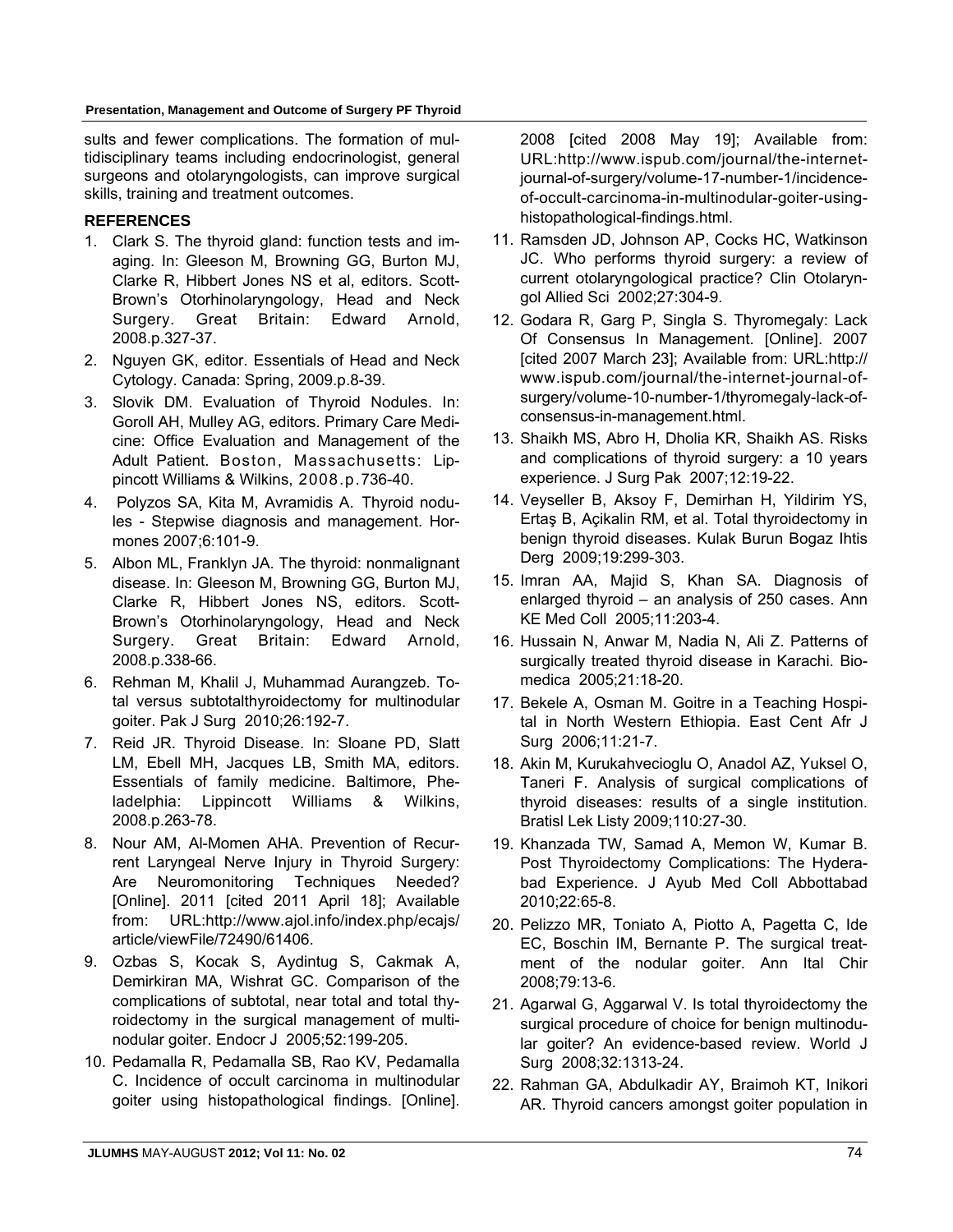sults and fewer complications. The formation of multidisciplinary teams including endocrinologist, general surgeons and otolaryngologists, can improve surgical skills, training and treatment outcomes.

## REFERENCES

1. Clark S. The thyroid gland: function tests and imaging. In: Gleeson M, Browning GG, Burton MJ, Clarke R, Hibbert Jones NS et al, editors. Scott-Brown's Otorhinolaryngology, Head and Neck Surgery. Great Britain: Edward Arnold, 2008.p.327-37.
2. Nguyen GK, editor. Essentials of Head and Neck Cytology. Canada: Spring, 2009.p.8-39.
3. Slovik DM. Evaluation of Thyroid Nodules. In: Goroll AH, Mulley AG, editors. Primary Care Medicine: Office Evaluation and Management of the Adult Patient. Boston, Massachusetts: Lippincott Williams & Wilkins, 2008.p.736-40.
4. Polyzos SA, Kita M, Avramidis A. Thyroid nodules - Stepwise diagnosis and management. Hormones 2007;6:101-9.
5. Albon ML, Franklyn JA. The thyroid: nonmalignant disease. In: Gleeson M, Browning GG, Burton MJ, Clarke R, Hibbert Jones NS, editors. Scott-Brown's Otorhinolaryngology, Head and Neck Surgery. Great Britain: Edward Arnold, 2008.p.338-66.
6. Rehman M, Khalil J, Muhammad Aurangzeb. Total versus subtotalthyroidectomy for multinodular goiter. Pak J Surg 2010;26:192-7.
7. Reid JR. Thyroid Disease. In: Sloane PD, Slatt LM, Ebell MH, Jacques LB, Smith MA, editors. Essentials of family medicine. Baltimore, Pheladelphia: Lippincott Williams & Wilkins, 2008.p.263-78.
8. Nour AM, Al-Momen AHA. Prevention of Recurrent Laryngeal Nerve Injury in Thyroid Surgery: Are Neuromonitoring Techniques Needed? [Online]. 2011 [cited 2011 April 18]; Available from: URL:http://www.ajol.info/index.php/ecajs/article/viewFile/72490/61406.
9. Ozbas S, Kocak S, Aydintug S, Cakmak A, Demirkiran MA, Wishrat GC. Comparison of the complications of subtotal, near total and total thyroidectomy in the surgical management of multinodular goiter. Endocr J 2005;52:199-205.
10. Pedamalla R, Pedamalla SB, Rao KV, Pedamalla C. Incidence of occult carcinoma in multinodular goiter using histopathological findings. [Online]. 2008 [cited 2008 May 19]; Available from: URL:http://www.ispub.com/journal/the-internet-journal-of-surgery/volume-17-number-1/incidence-of-occult-carcinoma-in-multinodular-goiter-using-histopathological-findings.html.
11. Ramsden JD, Johnson AP, Cocks HC, Watkinson JC. Who performs thyroid surgery: a review of current otolaryngological practice? Clin Otolaryngol Allied Sci 2002;27:304-9.
12. Godara R, Garg P, Singla S. Thyromegaly: Lack Of Consensus In Management. [Online]. 2007 [cited 2007 March 23]; Available from: URL:http://www.ispub.com/journal/the-internet-journal-of-surgery/volume-10-number-1/thyromegaly-lack-of-consensus-in-management.html.
13. Shaikh MS, Abro H, Dholia KR, Shaikh AS. Risks and complications of thyroid surgery: a 10 years experience. J Surg Pak 2007;12:19-22.
14. Veyseller B, Aksoy F, Demirhan H, Yildirim YS, Ertaş B, Açikalin RM, et al. Total thyroidectomy in benign thyroid diseases. Kulak Burun Bogaz Ihtis Derg 2009;19:299-303.
15. Imran AA, Majid S, Khan SA. Diagnosis of enlarged thyroid – an analysis of 250 cases. Ann KE Med Coll 2005;11:203-4.
16. Hussain N, Anwar M, Nadia N, Ali Z. Patterns of surgically treated thyroid disease in Karachi. Biomedica 2005;21:18-20.
17. Bekele A, Osman M. Goitre in a Teaching Hospital in North Western Ethiopia. East Cent Afr J Surg 2006;11:21-7.
18. Akin M, Kurukahvecioglu O, Anadol AZ, Yuksel O, Taneri F. Analysis of surgical complications of thyroid diseases: results of a single institution. Bratisl Lek Listy 2009;110:27-30.
19. Khanzada TW, Samad A, Memon W, Kumar B. Post Thyroidectomy Complications: The Hyderabad Experience. J Ayub Med Coll Abbottabad 2010;22:65-8.
20. Pelizzo MR, Toniato A, Piotto A, Pagetta C, Ide EC, Boschin IM, Bernante P. The surgical treatment of the nodular goiter. Ann Ital Chir 2008;79:13-6.
21. Agarwal G, Aggarwal V. Is total thyroidectomy the surgical procedure of choice for benign multinodular goiter? An evidence-based review. World J Surg 2008;32:1313-24.
22. Rahman GA, Abdulkadir AY, Braimoh KT, Inikori AR. Thyroid cancers amongst goiter population in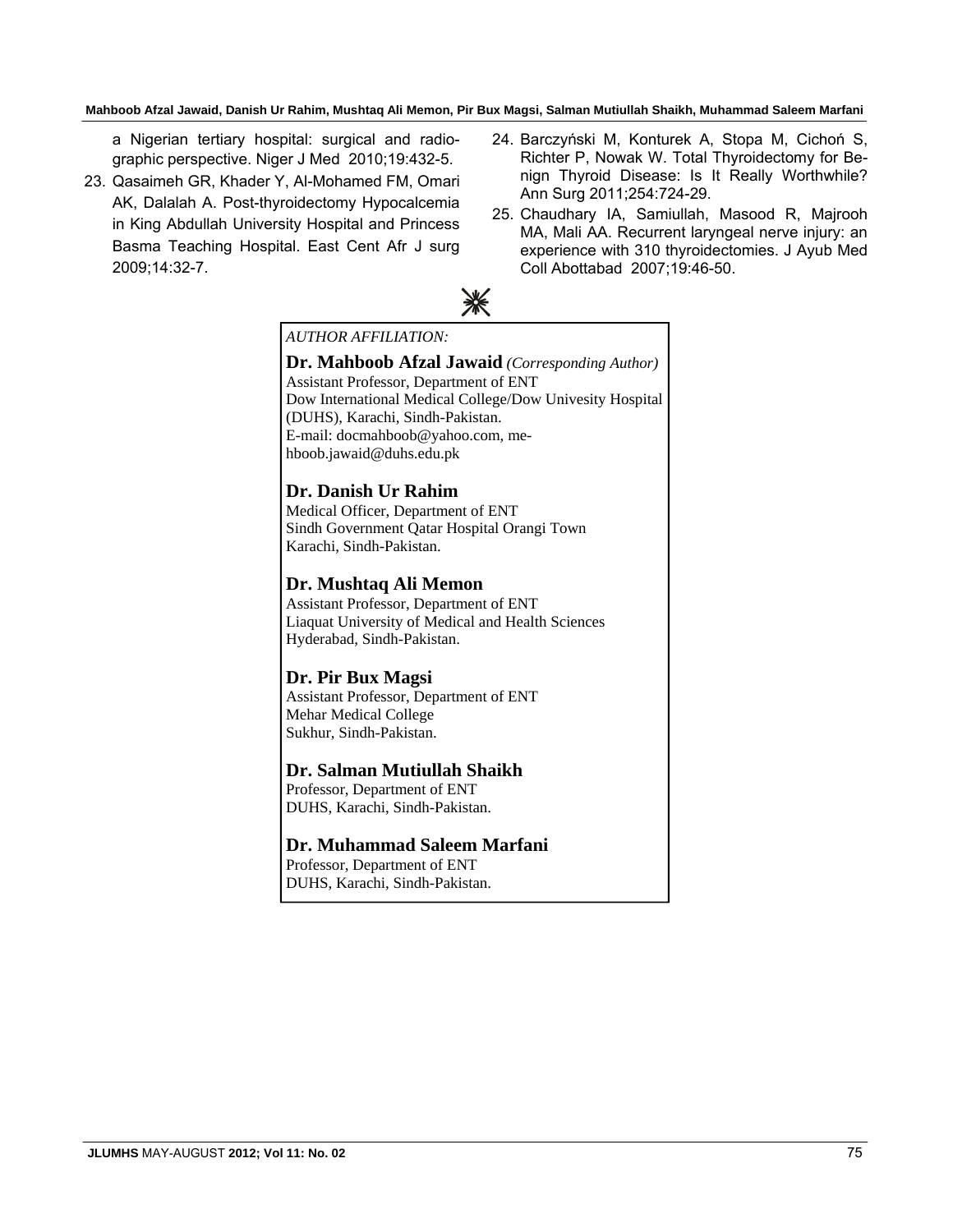a Nigerian tertiary hospital: surgical and radiographic perspective. Niger J Med 2010;19:432-5.

23. Qasaimeh GR, Khader Y, Al-Mohamed FM, Omari AK, Dalalah A. Post-thyroidectomy Hypocalcemia in King Abdullah University Hospital and Princess Basma Teaching Hospital. East Cent Afr J surg 2009;14:32-7.

24. Barczyński M, Konturek A, Stopa M, Cichoń S, Richter P, Nowak W. Total Thyroidectomy for Benign Thyroid Disease: Is It Really Worthwhile? Ann Surg 2011;254:724-29.

25. Chaudhary IA, Samiullah, Masood R, Majrooh MA, Mali AA. Recurrent laryngeal nerve injury: an experience with 310 thyroidectomies. J Ayub Med Coll Abottabad 2007;19:46-50.

*AUTHOR AFFILIATION:*

**Dr. Mahboob Afzal Jawaid** *(Corresponding Author)*
Assistant Professor, Department of ENT
Dow International Medical College/Dow Univesity Hospital (DUHS), Karachi, Sindh-Pakistan.
E-mail: docmahboob@yahoo.com, mehboob.jawaid@duhs.edu.pk

**Dr. Danish Ur Rahim**
Medical Officer, Department of ENT
Sindh Government Qatar Hospital Orangi Town
Karachi, Sindh-Pakistan.

**Dr. Mushtaq Ali Memon**
Assistant Professor, Department of ENT
Liaquat University of Medical and Health Sciences
Hyderabad, Sindh-Pakistan.

**Dr. Pir Bux Magsi**
Assistant Professor, Department of ENT
Mehar Medical College
Sukhur, Sindh-Pakistan.

**Dr. Salman Mutiullah Shaikh**
Professor, Department of ENT
DUHS, Karachi, Sindh-Pakistan.

**Dr. Muhammad Saleem Marfani**
Professor, Department of ENT
DUHS, Karachi, Sindh-Pakistan.